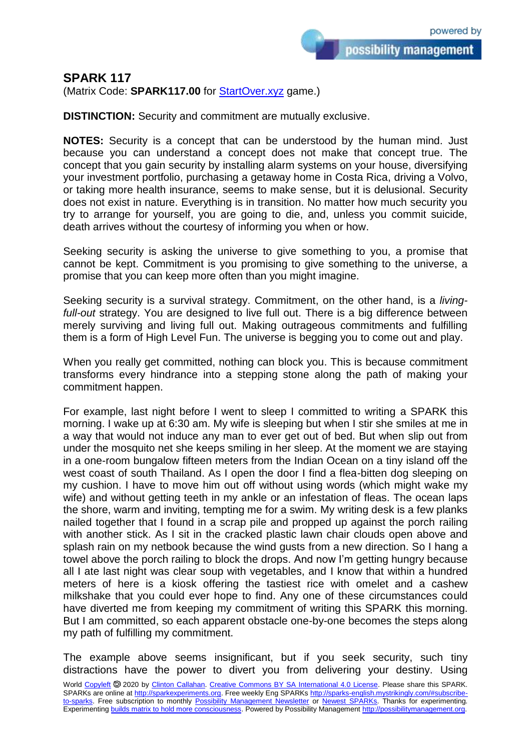## SPARK 117

(Matrix Code: **SPARK117.00** for [StartOver.xyz](StartOver.xyz) game.)

**DISTINCTION:** Security and commitment are mutually exclusive.

**NOTES:** Security is a concept that can be understood by the human mind. Just because you can understand a concept does not make that concept true. The concept that you gain security by installing alarm systems on your house, diversifying your investment portfolio, purchasing a getaway home in Costa Rica, driving a Volvo, or taking more health insurance, seems to make sense, but it is delusional. Security does not exist in nature. Everything is in transition. No matter how much security you try to arrange for yourself, you are going to die, and, unless you commit suicide, death arrives without the courtesy of informing you when or how.

Seeking security is asking the universe to give something to you, a promise that cannot be kept. Commitment is you promising to give something to the universe, a promise that you can keep more often than you might imagine.

Seeking security is a survival strategy. Commitment, on the other hand, is a *living-full-out* strategy. You are designed to live full out. There is a big difference between merely surviving and living full out. Making outrageous commitments and fulfilling them is a form of High Level Fun. The universe is begging you to come out and play.

When you really get committed, nothing can block you. This is because commitment transforms every hindrance into a stepping stone along the path of making your commitment happen.

For example, last night before I went to sleep I committed to writing a SPARK this morning. I wake up at 6:30 am. My wife is sleeping but when I stir she smiles at me in a way that would not induce any man to ever get out of bed. But when slip out from under the mosquito net she keeps smiling in her sleep. At the moment we are staying in a one-room bungalow fifteen meters from the Indian Ocean on a tiny island off the west coast of south Thailand. As I open the door I find a flea-bitten dog sleeping on my cushion. I have to move him out off without using words (which might wake my wife) and without getting teeth in my ankle or an infestation of fleas. The ocean laps the shore, warm and inviting, tempting me for a swim. My writing desk is a few planks nailed together that I found in a scrap pile and propped up against the porch railing with another stick. As I sit in the cracked plastic lawn chair clouds open above and splash rain on my netbook because the wind gusts from a new direction. So I hang a towel above the porch railing to block the drops. And now I'm getting hungry because all I ate last night was clear soup with vegetables, and I know that within a hundred meters of here is a kiosk offering the tastiest rice with omelet and a cashew milkshake that you could ever hope to find. Any one of these circumstances could have diverted me from keeping my commitment of writing this SPARK this morning. But I am committed, so each apparent obstacle one-by-one becomes the steps along my path of fulfilling my commitment.

The example above seems insignificant, but if you seek security, such tiny distractions have the power to divert you from delivering your destiny. Using

World [Copyleft](Copyleft) 🄯 2020 by [Clinton Callahan](Clinton Callahan). [Creative Commons BY SA International 4.0 License](Creative Commons BY SA International 4.0 License). Please share this SPARK. SPARKs are online at [http://sparkexperiments.org](http://sparkexperiments.org). Free weekly Eng SPARKs [http://sparks-english.mystrikingly.com/#subscribe-to-sparks](http://sparks-english.mystrikingly.com/#subscribe-to-sparks). Free subscription to monthly [Possibility Management Newsletter](Possibility Management Newsletter) or [Newest SPARKs](Newest SPARKs). Thanks for experimenting. Experimenting [builds matrix to hold more consciousness](builds matrix to hold more consciousness). Powered by Possibility Management [http://possibilitymanagement.org](http://possibilitymanagement.org).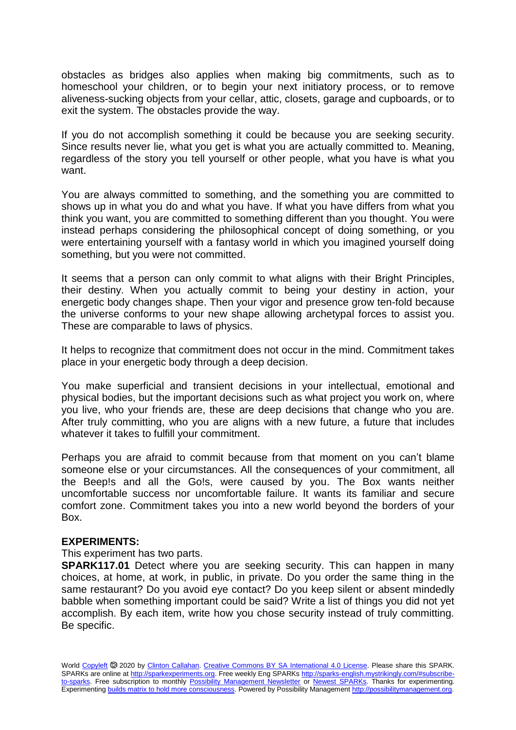obstacles as bridges also applies when making big commitments, such as to homeschool your children, or to begin your next initiatory process, or to remove aliveness-sucking objects from your cellar, attic, closets, garage and cupboards, or to exit the system. The obstacles provide the way.

If you do not accomplish something it could be because you are seeking security. Since results never lie, what you get is what you are actually committed to. Meaning, regardless of the story you tell yourself or other people, what you have is what you want.

You are always committed to something, and the something you are committed to shows up in what you do and what you have. If what you have differs from what you think you want, you are committed to something different than you thought. You were instead perhaps considering the philosophical concept of doing something, or you were entertaining yourself with a fantasy world in which you imagined yourself doing something, but you were not committed.

It seems that a person can only commit to what aligns with their Bright Principles, their destiny. When you actually commit to being your destiny in action, your energetic body changes shape. Then your vigor and presence grow ten-fold because the universe conforms to your new shape allowing archetypal forces to assist you. These are comparable to laws of physics.

It helps to recognize that commitment does not occur in the mind. Commitment takes place in your energetic body through a deep decision.

You make superficial and transient decisions in your intellectual, emotional and physical bodies, but the important decisions such as what project you work on, where you live, who your friends are, these are deep decisions that change who you are. After truly committing, who you are aligns with a new future, a future that includes whatever it takes to fulfill your commitment.

Perhaps you are afraid to commit because from that moment on you can't blame someone else or your circumstances. All the consequences of your commitment, all the Beep!s and all the Go!s, were caused by you. The Box wants neither uncomfortable success nor uncomfortable failure. It wants its familiar and secure comfort zone. Commitment takes you into a new world beyond the borders of your Box.

**EXPERIMENTS:**

This experiment has two parts.

**SPARK117.01** Detect where you are seeking security. This can happen in many choices, at home, at work, in public, in private. Do you order the same thing in the same restaurant? Do you avoid eye contact? Do you keep silent or absent mindedly babble when something important could be said? Write a list of things you did not yet accomplish. By each item, write how you chose security instead of truly committing. Be specific.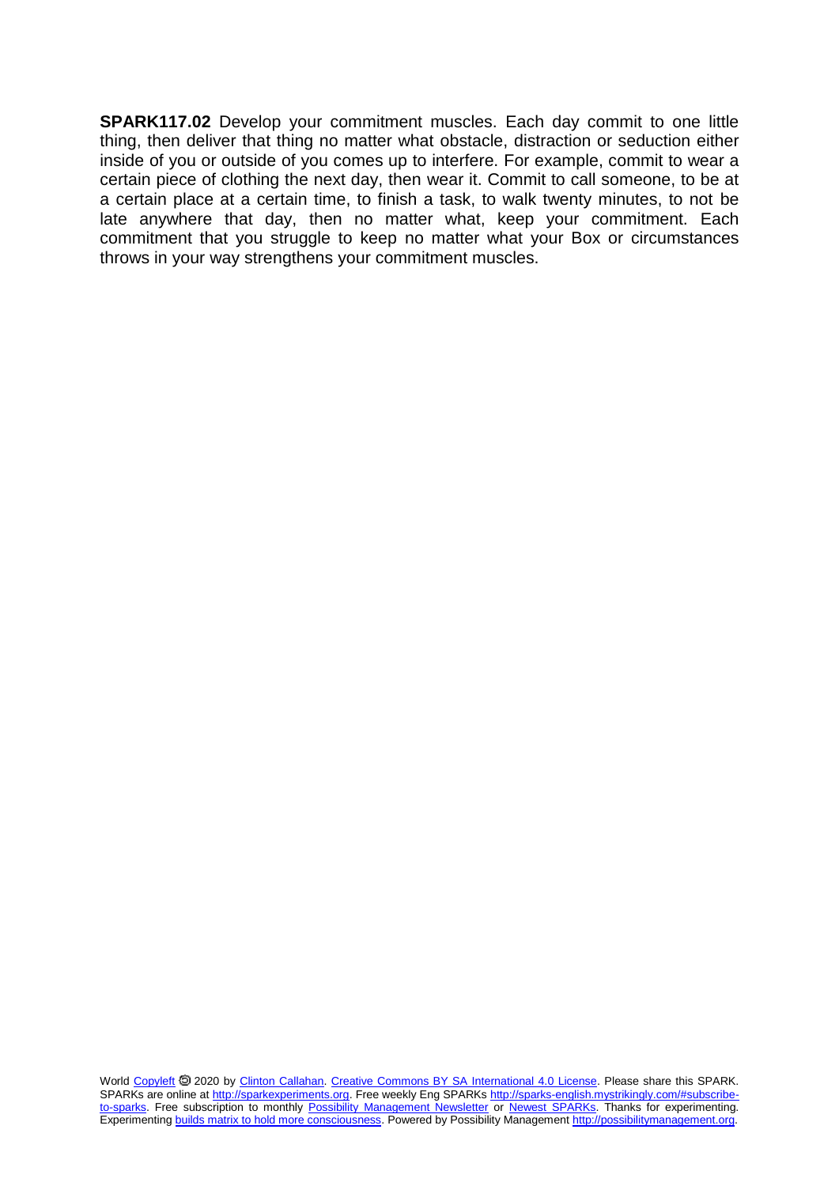**SPARK117.02** Develop your commitment muscles. Each day commit to one little thing, then deliver that thing no matter what obstacle, distraction or seduction either inside of you or outside of you comes up to interfere. For example, commit to wear a certain piece of clothing the next day, then wear it. Commit to call someone, to be at a certain place at a certain time, to finish a task, to walk twenty minutes, to not be late anywhere that day, then no matter what, keep your commitment. Each commitment that you struggle to keep no matter what your Box or circumstances throws in your way strengthens your commitment muscles.

World Copyleft 🄯 2020 by Clinton Callahan. Creative Commons BY SA International 4.0 License. Please share this SPARK. SPARKs are online at http://sparkexperiments.org. Free weekly Eng SPARKs http://sparks-english.mystrikingly.com/#subscribe-to-sparks. Free subscription to monthly Possibility Management Newsletter or Newest SPARKs. Thanks for experimenting. Experimenting builds matrix to hold more consciousness. Powered by Possibility Management http://possibilitymanagement.org.